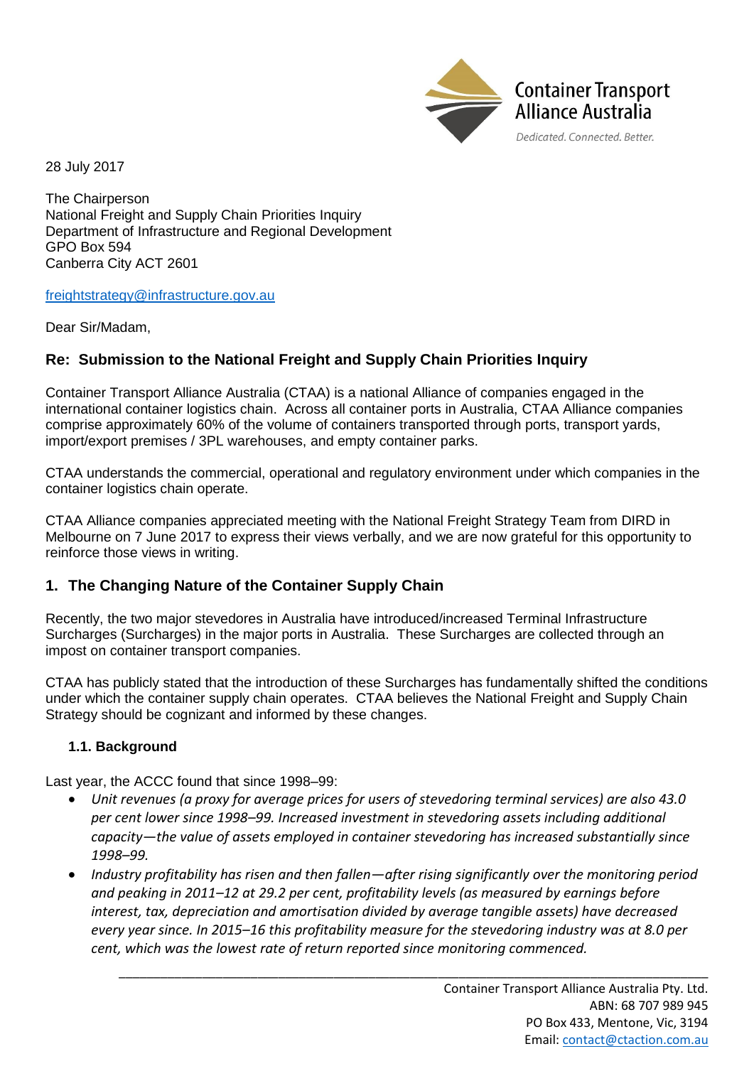Container Transport Alliance Australia

*Dedicated. Connected. Better.*

28 July 2017

The Chairperson
National Freight and Supply Chain Priorities Inquiry
Department of Infrastructure and Regional Development
GPO Box 594
Canberra City ACT 2601

freightstrategy@infrastructure.gov.au

Dear Sir/Madam,

## Re: Submission to the National Freight and Supply Chain Priorities Inquiry

Container Transport Alliance Australia (CTAA) is a national Alliance of companies engaged in the international container logistics chain. Across all container ports in Australia, CTAA Alliance companies comprise approximately 60% of the volume of containers transported through ports, transport yards, import/export premises / 3PL warehouses, and empty container parks.

CTAA understands the commercial, operational and regulatory environment under which companies in the container logistics chain operate.

CTAA Alliance companies appreciated meeting with the National Freight Strategy Team from DIRD in Melbourne on 7 June 2017 to express their views verbally, and we are now grateful for this opportunity to reinforce those views in writing.

## 1. The Changing Nature of the Container Supply Chain

Recently, the two major stevedores in Australia have introduced/increased Terminal Infrastructure Surcharges (Surcharges) in the major ports in Australia. These Surcharges are collected through an impost on container transport companies.

CTAA has publicly stated that the introduction of these Surcharges has fundamentally shifted the conditions under which the container supply chain operates. CTAA believes the National Freight and Supply Chain Strategy should be cognizant and informed by these changes.

### 1.1. Background

Last year, the ACCC found that since 1998–99:

- *Unit revenues (a proxy for average prices for users of stevedoring terminal services) are also 43.0 per cent lower since 1998–99. Increased investment in stevedoring assets including additional capacity—the value of assets employed in container stevedoring has increased substantially since 1998–99.*
- *Industry profitability has risen and then fallen—after rising significantly over the monitoring period and peaking in 2011–12 at 29.2 per cent, profitability levels (as measured by earnings before interest, tax, depreciation and amortisation divided by average tangible assets) have decreased every year since. In 2015–16 this profitability measure for the stevedoring industry was at 8.0 per cent, which was the lowest rate of return reported since monitoring commenced.*

Container Transport Alliance Australia Pty. Ltd.
ABN: 68 707 989 945
PO Box 433, Mentone, Vic, 3194
Email: contact@ctaction.com.au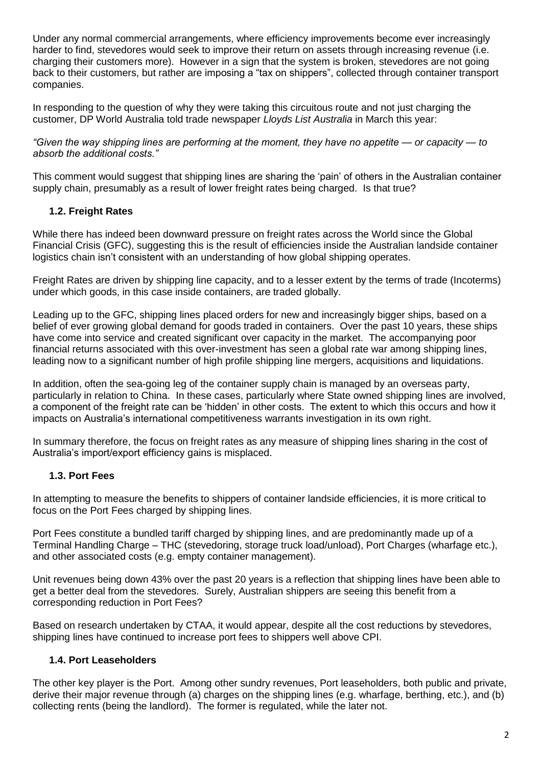Under any normal commercial arrangements, where efficiency improvements become ever increasingly harder to find, stevedores would seek to improve their return on assets through increasing revenue (i.e. charging their customers more). However in a sign that the system is broken, stevedores are not going back to their customers, but rather are imposing a "tax on shippers", collected through container transport companies.

In responding to the question of why they were taking this circuitous route and not just charging the customer, DP World Australia told trade newspaper *Lloyds List Australia* in March this year:

*"Given the way shipping lines are performing at the moment, they have no appetite — or capacity — to absorb the additional costs."*

This comment would suggest that shipping lines are sharing the 'pain' of others in the Australian container supply chain, presumably as a result of lower freight rates being charged. Is that true?

### 1.2. Freight Rates

While there has indeed been downward pressure on freight rates across the World since the Global Financial Crisis (GFC), suggesting this is the result of efficiencies inside the Australian landside container logistics chain isn't consistent with an understanding of how global shipping operates.

Freight Rates are driven by shipping line capacity, and to a lesser extent by the terms of trade (Incoterms) under which goods, in this case inside containers, are traded globally.

Leading up to the GFC, shipping lines placed orders for new and increasingly bigger ships, based on a belief of ever growing global demand for goods traded in containers. Over the past 10 years, these ships have come into service and created significant over capacity in the market. The accompanying poor financial returns associated with this over-investment has seen a global rate war among shipping lines, leading now to a significant number of high profile shipping line mergers, acquisitions and liquidations.

In addition, often the sea-going leg of the container supply chain is managed by an overseas party, particularly in relation to China. In these cases, particularly where State owned shipping lines are involved, a component of the freight rate can be 'hidden' in other costs. The extent to which this occurs and how it impacts on Australia's international competitiveness warrants investigation in its own right.

In summary therefore, the focus on freight rates as any measure of shipping lines sharing in the cost of Australia's import/export efficiency gains is misplaced.

### 1.3. Port Fees

In attempting to measure the benefits to shippers of container landside efficiencies, it is more critical to focus on the Port Fees charged by shipping lines.

Port Fees constitute a bundled tariff charged by shipping lines, and are predominantly made up of a Terminal Handling Charge – THC (stevedoring, storage truck load/unload), Port Charges (wharfage etc.), and other associated costs (e.g. empty container management).

Unit revenues being down 43% over the past 20 years is a reflection that shipping lines have been able to get a better deal from the stevedores. Surely, Australian shippers are seeing this benefit from a corresponding reduction in Port Fees?

Based on research undertaken by CTAA, it would appear, despite all the cost reductions by stevedores, shipping lines have continued to increase port fees to shippers well above CPI.

### 1.4. Port Leaseholders

The other key player is the Port. Among other sundry revenues, Port leaseholders, both public and private, derive their major revenue through (a) charges on the shipping lines (e.g. wharfage, berthing, etc.), and (b) collecting rents (being the landlord). The former is regulated, while the later not.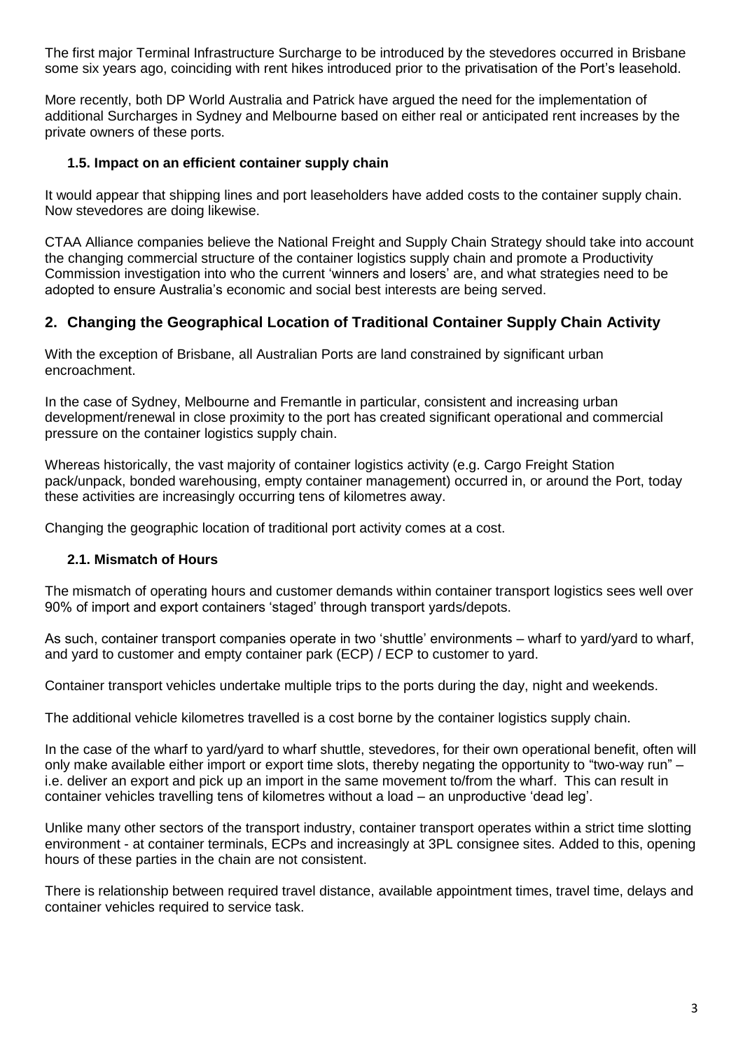The first major Terminal Infrastructure Surcharge to be introduced by the stevedores occurred in Brisbane some six years ago, coinciding with rent hikes introduced prior to the privatisation of the Port's leasehold.

More recently, both DP World Australia and Patrick have argued the need for the implementation of additional Surcharges in Sydney and Melbourne based on either real or anticipated rent increases by the private owners of these ports.

### 1.5. Impact on an efficient container supply chain

It would appear that shipping lines and port leaseholders have added costs to the container supply chain. Now stevedores are doing likewise.

CTAA Alliance companies believe the National Freight and Supply Chain Strategy should take into account the changing commercial structure of the container logistics supply chain and promote a Productivity Commission investigation into who the current 'winners and losers' are, and what strategies need to be adopted to ensure Australia's economic and social best interests are being served.

## 2. Changing the Geographical Location of Traditional Container Supply Chain Activity

With the exception of Brisbane, all Australian Ports are land constrained by significant urban encroachment.

In the case of Sydney, Melbourne and Fremantle in particular, consistent and increasing urban development/renewal in close proximity to the port has created significant operational and commercial pressure on the container logistics supply chain.

Whereas historically, the vast majority of container logistics activity (e.g. Cargo Freight Station pack/unpack, bonded warehousing, empty container management) occurred in, or around the Port, today these activities are increasingly occurring tens of kilometres away.

Changing the geographic location of traditional port activity comes at a cost.

### 2.1. Mismatch of Hours

The mismatch of operating hours and customer demands within container transport logistics sees well over 90% of import and export containers 'staged' through transport yards/depots.

As such, container transport companies operate in two 'shuttle' environments – wharf to yard/yard to wharf, and yard to customer and empty container park (ECP) / ECP to customer to yard.

Container transport vehicles undertake multiple trips to the ports during the day, night and weekends.

The additional vehicle kilometres travelled is a cost borne by the container logistics supply chain.

In the case of the wharf to yard/yard to wharf shuttle, stevedores, for their own operational benefit, often will only make available either import or export time slots, thereby negating the opportunity to "two-way run" – i.e. deliver an export and pick up an import in the same movement to/from the wharf. This can result in container vehicles travelling tens of kilometres without a load – an unproductive 'dead leg'.

Unlike many other sectors of the transport industry, container transport operates within a strict time slotting environment - at container terminals, ECPs and increasingly at 3PL consignee sites. Added to this, opening hours of these parties in the chain are not consistent.

There is relationship between required travel distance, available appointment times, travel time, delays and container vehicles required to service task.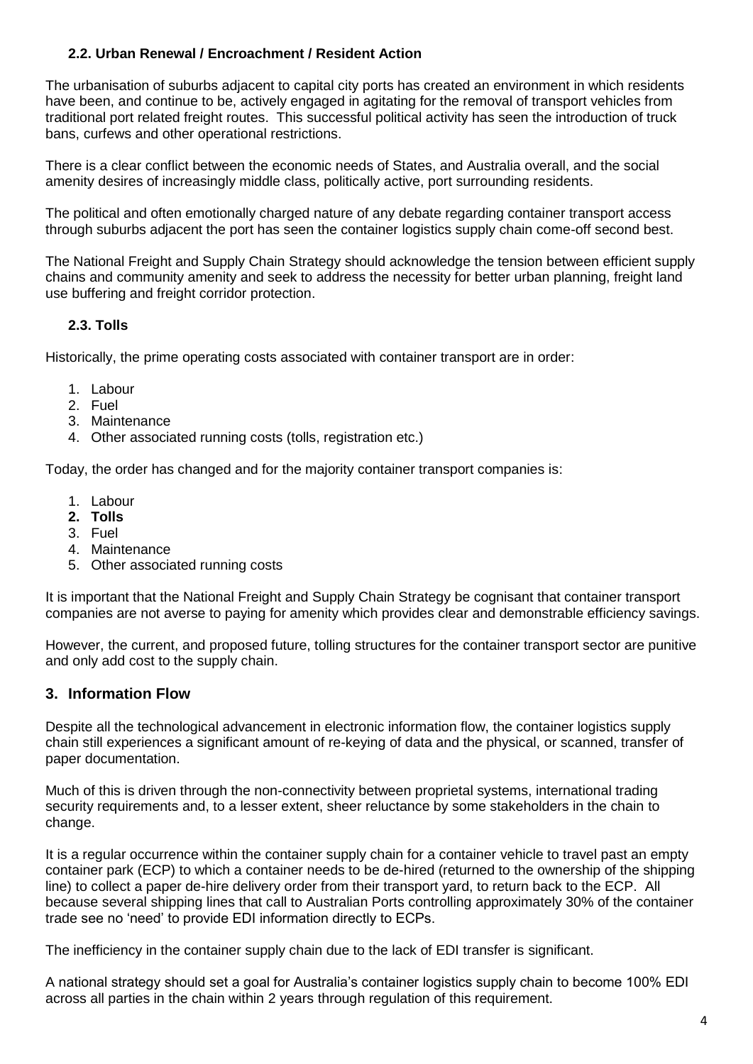### 2.2. Urban Renewal / Encroachment / Resident Action

The urbanisation of suburbs adjacent to capital city ports has created an environment in which residents have been, and continue to be, actively engaged in agitating for the removal of transport vehicles from traditional port related freight routes. This successful political activity has seen the introduction of truck bans, curfews and other operational restrictions.

There is a clear conflict between the economic needs of States, and Australia overall, and the social amenity desires of increasingly middle class, politically active, port surrounding residents.

The political and often emotionally charged nature of any debate regarding container transport access through suburbs adjacent the port has seen the container logistics supply chain come-off second best.

The National Freight and Supply Chain Strategy should acknowledge the tension between efficient supply chains and community amenity and seek to address the necessity for better urban planning, freight land use buffering and freight corridor protection.

### 2.3. Tolls

Historically, the prime operating costs associated with container transport are in order:

1. Labour
2. Fuel
3. Maintenance
4. Other associated running costs (tolls, registration etc.)

Today, the order has changed and for the majority container transport companies is:

1. Labour
2. **Tolls**
3. Fuel
4. Maintenance
5. Other associated running costs

It is important that the National Freight and Supply Chain Strategy be cognisant that container transport companies are not averse to paying for amenity which provides clear and demonstrable efficiency savings.

However, the current, and proposed future, tolling structures for the container transport sector are punitive and only add cost to the supply chain.

## 3. Information Flow

Despite all the technological advancement in electronic information flow, the container logistics supply chain still experiences a significant amount of re-keying of data and the physical, or scanned, transfer of paper documentation.

Much of this is driven through the non-connectivity between proprietal systems, international trading security requirements and, to a lesser extent, sheer reluctance by some stakeholders in the chain to change.

It is a regular occurrence within the container supply chain for a container vehicle to travel past an empty container park (ECP) to which a container needs to be de-hired (returned to the ownership of the shipping line) to collect a paper de-hire delivery order from their transport yard, to return back to the ECP. All because several shipping lines that call to Australian Ports controlling approximately 30% of the container trade see no 'need' to provide EDI information directly to ECPs.

The inefficiency in the container supply chain due to the lack of EDI transfer is significant.

A national strategy should set a goal for Australia's container logistics supply chain to become 100% EDI across all parties in the chain within 2 years through regulation of this requirement.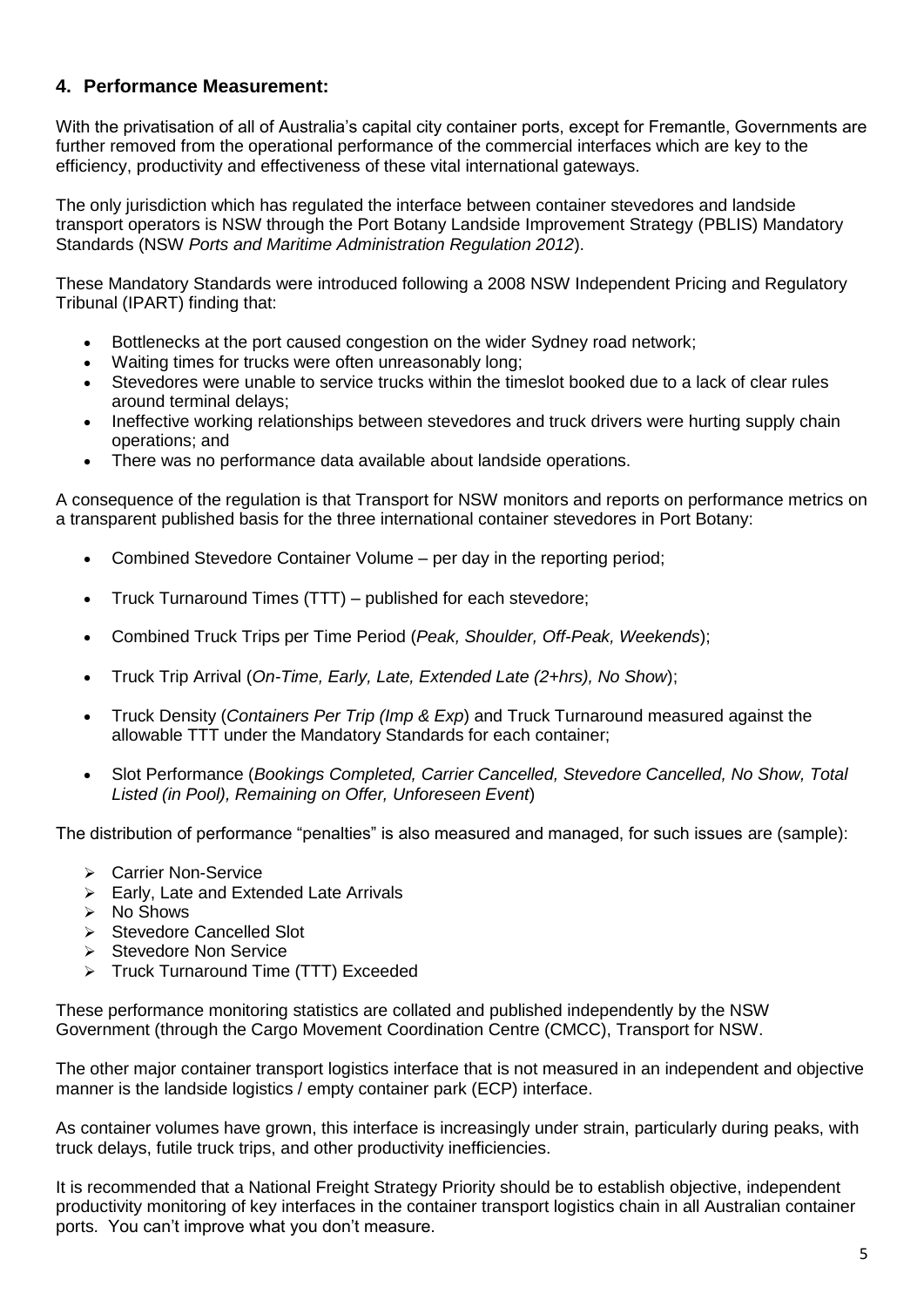## 4. Performance Measurement:

With the privatisation of all of Australia's capital city container ports, except for Fremantle, Governments are further removed from the operational performance of the commercial interfaces which are key to the efficiency, productivity and effectiveness of these vital international gateways.

The only jurisdiction which has regulated the interface between container stevedores and landside transport operators is NSW through the Port Botany Landside Improvement Strategy (PBLIS) Mandatory Standards (NSW *Ports and Maritime Administration Regulation 2012*).

These Mandatory Standards were introduced following a 2008 NSW Independent Pricing and Regulatory Tribunal (IPART) finding that:

- Bottlenecks at the port caused congestion on the wider Sydney road network;
- Waiting times for trucks were often unreasonably long;
- Stevedores were unable to service trucks within the timeslot booked due to a lack of clear rules around terminal delays;
- Ineffective working relationships between stevedores and truck drivers were hurting supply chain operations; and
- There was no performance data available about landside operations.

A consequence of the regulation is that Transport for NSW monitors and reports on performance metrics on a transparent published basis for the three international container stevedores in Port Botany:

- Combined Stevedore Container Volume – per day in the reporting period;
- Truck Turnaround Times (TTT) – published for each stevedore;
- Combined Truck Trips per Time Period (*Peak, Shoulder, Off-Peak, Weekends*);
- Truck Trip Arrival (*On-Time, Early, Late, Extended Late (2+hrs), No Show*);
- Truck Density (*Containers Per Trip (Imp & Exp*) and Truck Turnaround measured against the allowable TTT under the Mandatory Standards for each container;
- Slot Performance (*Bookings Completed, Carrier Cancelled, Stevedore Cancelled, No Show, Total Listed (in Pool), Remaining on Offer, Unforeseen Event*)

The distribution of performance "penalties" is also measured and managed, for such issues are (sample):

- Carrier Non-Service
- Early, Late and Extended Late Arrivals
- No Shows
- Stevedore Cancelled Slot
- Stevedore Non Service
- Truck Turnaround Time (TTT) Exceeded

These performance monitoring statistics are collated and published independently by the NSW Government (through the Cargo Movement Coordination Centre (CMCC), Transport for NSW.

The other major container transport logistics interface that is not measured in an independent and objective manner is the landside logistics / empty container park (ECP) interface.

As container volumes have grown, this interface is increasingly under strain, particularly during peaks, with truck delays, futile truck trips, and other productivity inefficiencies.

It is recommended that a National Freight Strategy Priority should be to establish objective, independent productivity monitoring of key interfaces in the container transport logistics chain in all Australian container ports. You can't improve what you don't measure.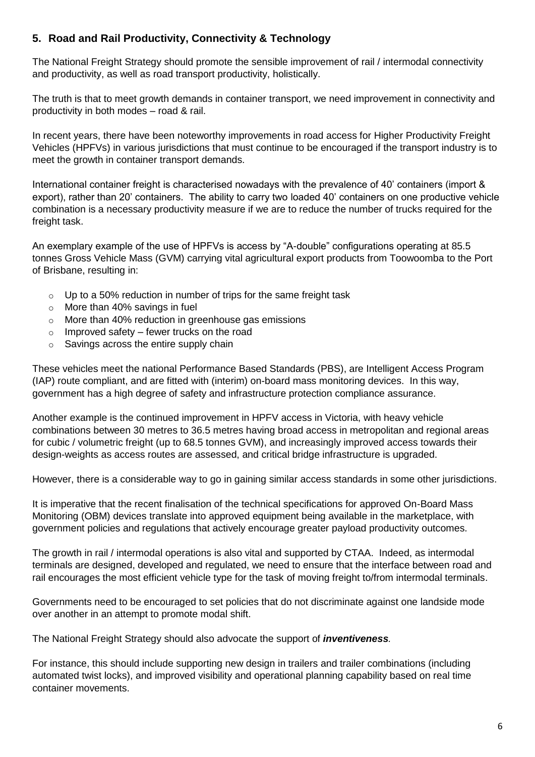## 5. Road and Rail Productivity, Connectivity & Technology

The National Freight Strategy should promote the sensible improvement of rail / intermodal connectivity and productivity, as well as road transport productivity, holistically.

The truth is that to meet growth demands in container transport, we need improvement in connectivity and productivity in both modes – road & rail.

In recent years, there have been noteworthy improvements in road access for Higher Productivity Freight Vehicles (HPFVs) in various jurisdictions that must continue to be encouraged if the transport industry is to meet the growth in container transport demands.

International container freight is characterised nowadays with the prevalence of 40' containers (import & export), rather than 20' containers. The ability to carry two loaded 40' containers on one productive vehicle combination is a necessary productivity measure if we are to reduce the number of trucks required for the freight task.

An exemplary example of the use of HPFVs is access by "A-double" configurations operating at 85.5 tonnes Gross Vehicle Mass (GVM) carrying vital agricultural export products from Toowoomba to the Port of Brisbane, resulting in:

- Up to a 50% reduction in number of trips for the same freight task
- More than 40% savings in fuel
- More than 40% reduction in greenhouse gas emissions
- Improved safety – fewer trucks on the road
- Savings across the entire supply chain

These vehicles meet the national Performance Based Standards (PBS), are Intelligent Access Program (IAP) route compliant, and are fitted with (interim) on-board mass monitoring devices. In this way, government has a high degree of safety and infrastructure protection compliance assurance.

Another example is the continued improvement in HPFV access in Victoria, with heavy vehicle combinations between 30 metres to 36.5 metres having broad access in metropolitan and regional areas for cubic / volumetric freight (up to 68.5 tonnes GVM), and increasingly improved access towards their design-weights as access routes are assessed, and critical bridge infrastructure is upgraded.

However, there is a considerable way to go in gaining similar access standards in some other jurisdictions.

It is imperative that the recent finalisation of the technical specifications for approved On-Board Mass Monitoring (OBM) devices translate into approved equipment being available in the marketplace, with government policies and regulations that actively encourage greater payload productivity outcomes.

The growth in rail / intermodal operations is also vital and supported by CTAA. Indeed, as intermodal terminals are designed, developed and regulated, we need to ensure that the interface between road and rail encourages the most efficient vehicle type for the task of moving freight to/from intermodal terminals.

Governments need to be encouraged to set policies that do not discriminate against one landside mode over another in an attempt to promote modal shift.

The National Freight Strategy should also advocate the support of ***inventiveness***.

For instance, this should include supporting new design in trailers and trailer combinations (including automated twist locks), and improved visibility and operational planning capability based on real time container movements.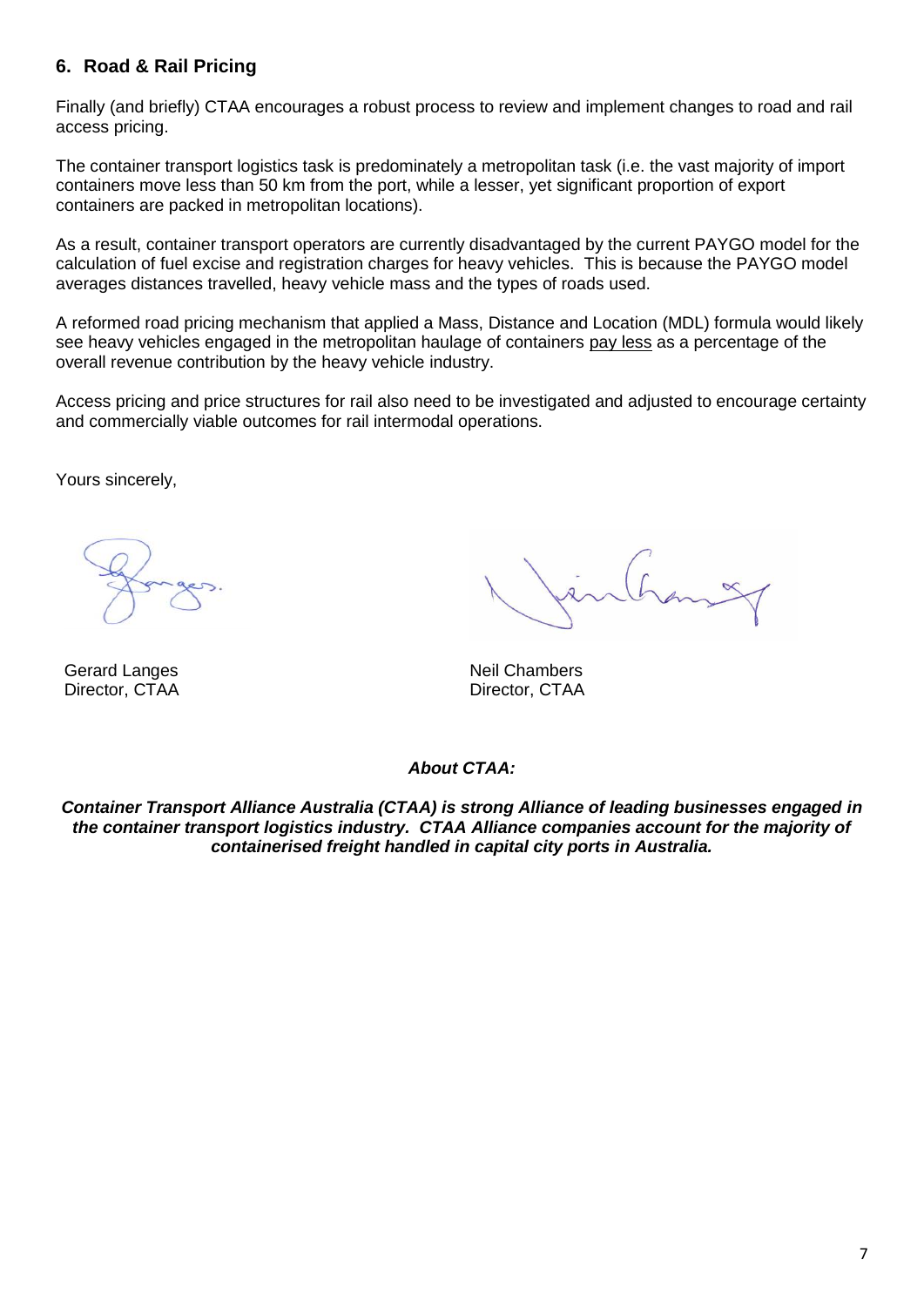## 6. Road & Rail Pricing

Finally (and briefly) CTAA encourages a robust process to review and implement changes to road and rail access pricing.

The container transport logistics task is predominately a metropolitan task (i.e. the vast majority of import containers move less than 50 km from the port, while a lesser, yet significant proportion of export containers are packed in metropolitan locations).

As a result, container transport operators are currently disadvantaged by the current PAYGO model for the calculation of fuel excise and registration charges for heavy vehicles. This is because the PAYGO model averages distances travelled, heavy vehicle mass and the types of roads used.

A reformed road pricing mechanism that applied a Mass, Distance and Location (MDL) formula would likely see heavy vehicles engaged in the metropolitan haulage of containers <u>pay less</u> as a percentage of the overall revenue contribution by the heavy vehicle industry.

Access pricing and price structures for rail also need to be investigated and adjusted to encourage certainty and commercially viable outcomes for rail intermodal operations.

Yours sincerely,

Gerard Langes
Director, CTAA

Neil Chambers
Director, CTAA

***About CTAA:***

***Container Transport Alliance Australia (CTAA) is strong Alliance of leading businesses engaged in the container transport logistics industry. CTAA Alliance companies account for the majority of containerised freight handled in capital city ports in Australia.***